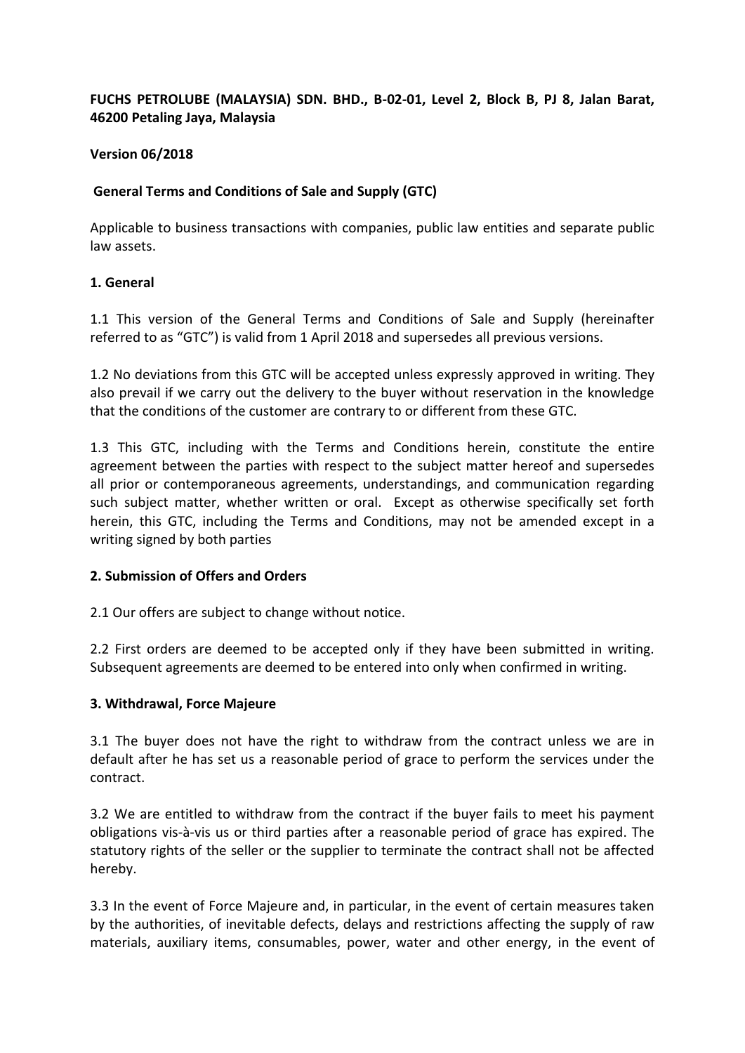**FUCHS PETROLUBE (MALAYSIA) SDN. BHD., B-02-01, Level 2, Block B, PJ 8, Jalan Barat, 46200 Petaling Jaya, Malaysia**

**Version 06/2018**

## General Terms and Conditions of Sale and Supply (GTC)

Applicable to business transactions with companies, public law entities and separate public law assets.

### 1. General

1.1 This version of the General Terms and Conditions of Sale and Supply (hereinafter referred to as "GTC") is valid from 1 April 2018 and supersedes all previous versions.

1.2 No deviations from this GTC will be accepted unless expressly approved in writing. They also prevail if we carry out the delivery to the buyer without reservation in the knowledge that the conditions of the customer are contrary to or different from these GTC.

1.3 This GTC, including with the Terms and Conditions herein, constitute the entire agreement between the parties with respect to the subject matter hereof and supersedes all prior or contemporaneous agreements, understandings, and communication regarding such subject matter, whether written or oral. Except as otherwise specifically set forth herein, this GTC, including the Terms and Conditions, may not be amended except in a writing signed by both parties

### 2. Submission of Offers and Orders

2.1 Our offers are subject to change without notice.

2.2 First orders are deemed to be accepted only if they have been submitted in writing. Subsequent agreements are deemed to be entered into only when confirmed in writing.

### 3. Withdrawal, Force Majeure

3.1 The buyer does not have the right to withdraw from the contract unless we are in default after he has set us a reasonable period of grace to perform the services under the contract.

3.2 We are entitled to withdraw from the contract if the buyer fails to meet his payment obligations vis-à-vis us or third parties after a reasonable period of grace has expired. The statutory rights of the seller or the supplier to terminate the contract shall not be affected hereby.

3.3 In the event of Force Majeure and, in particular, in the event of certain measures taken by the authorities, of inevitable defects, delays and restrictions affecting the supply of raw materials, auxiliary items, consumables, power, water and other energy, in the event of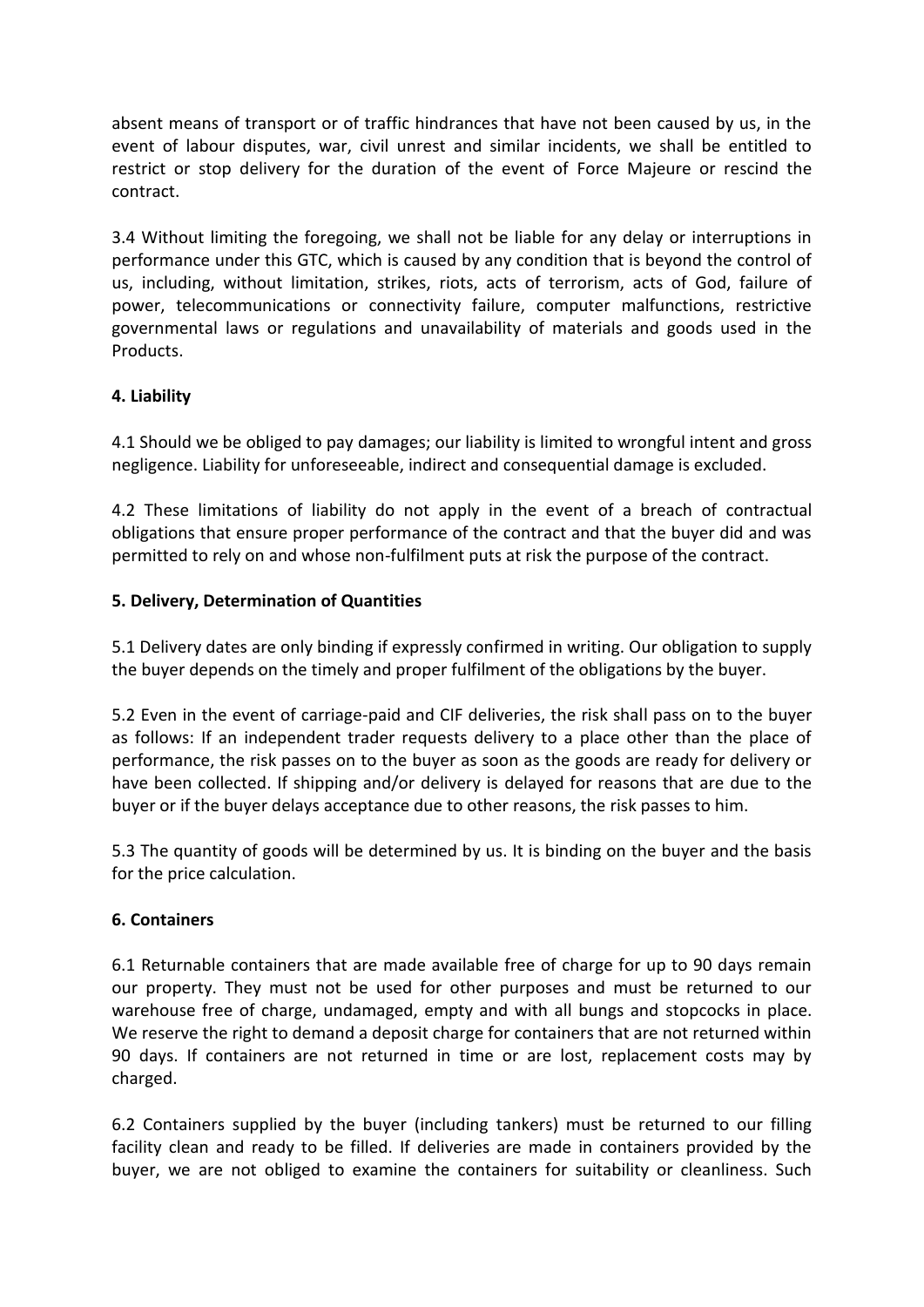absent means of transport or of traffic hindrances that have not been caused by us, in the event of labour disputes, war, civil unrest and similar incidents, we shall be entitled to restrict or stop delivery for the duration of the event of Force Majeure or rescind the contract.

3.4 Without limiting the foregoing, we shall not be liable for any delay or interruptions in performance under this GTC, which is caused by any condition that is beyond the control of us, including, without limitation, strikes, riots, acts of terrorism, acts of God, failure of power, telecommunications or connectivity failure, computer malfunctions, restrictive governmental laws or regulations and unavailability of materials and goods used in the Products.

**4. Liability**

4.1 Should we be obliged to pay damages; our liability is limited to wrongful intent and gross negligence. Liability for unforeseeable, indirect and consequential damage is excluded.

4.2 These limitations of liability do not apply in the event of a breach of contractual obligations that ensure proper performance of the contract and that the buyer did and was permitted to rely on and whose non-fulfilment puts at risk the purpose of the contract.

**5. Delivery, Determination of Quantities**

5.1 Delivery dates are only binding if expressly confirmed in writing. Our obligation to supply the buyer depends on the timely and proper fulfilment of the obligations by the buyer.

5.2 Even in the event of carriage-paid and CIF deliveries, the risk shall pass on to the buyer as follows: If an independent trader requests delivery to a place other than the place of performance, the risk passes on to the buyer as soon as the goods are ready for delivery or have been collected. If shipping and/or delivery is delayed for reasons that are due to the buyer or if the buyer delays acceptance due to other reasons, the risk passes to him.

5.3 The quantity of goods will be determined by us. It is binding on the buyer and the basis for the price calculation.

**6. Containers**

6.1 Returnable containers that are made available free of charge for up to 90 days remain our property. They must not be used for other purposes and must be returned to our warehouse free of charge, undamaged, empty and with all bungs and stopcocks in place. We reserve the right to demand a deposit charge for containers that are not returned within 90 days. If containers are not returned in time or are lost, replacement costs may by charged.

6.2 Containers supplied by the buyer (including tankers) must be returned to our filling facility clean and ready to be filled. If deliveries are made in containers provided by the buyer, we are not obliged to examine the containers for suitability or cleanliness. Such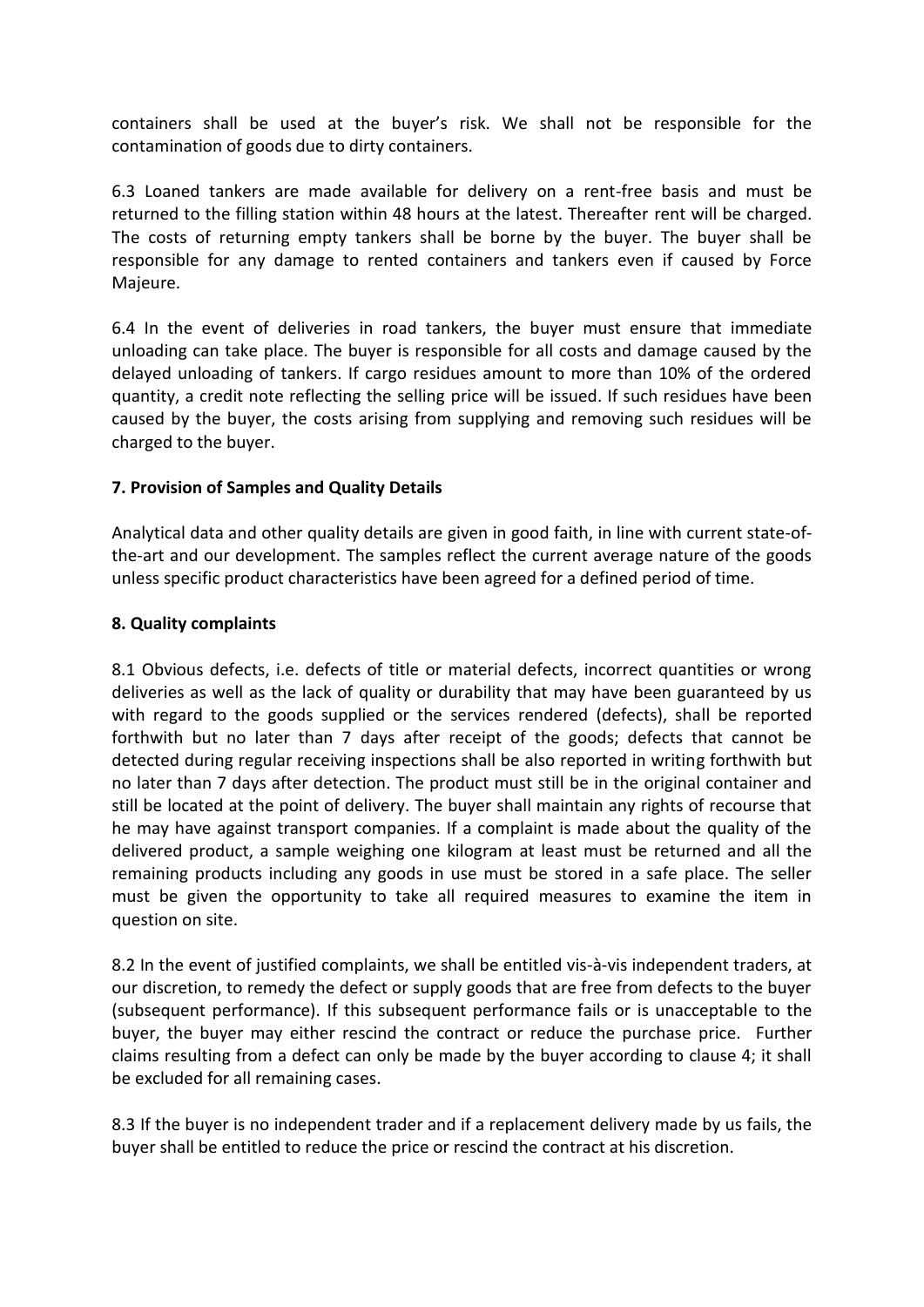containers shall be used at the buyer's risk. We shall not be responsible for the contamination of goods due to dirty containers.

6.3 Loaned tankers are made available for delivery on a rent-free basis and must be returned to the filling station within 48 hours at the latest. Thereafter rent will be charged. The costs of returning empty tankers shall be borne by the buyer. The buyer shall be responsible for any damage to rented containers and tankers even if caused by Force Majeure.

6.4 In the event of deliveries in road tankers, the buyer must ensure that immediate unloading can take place. The buyer is responsible for all costs and damage caused by the delayed unloading of tankers. If cargo residues amount to more than 10% of the ordered quantity, a credit note reflecting the selling price will be issued. If such residues have been caused by the buyer, the costs arising from supplying and removing such residues will be charged to the buyer.

**7. Provision of Samples and Quality Details**

Analytical data and other quality details are given in good faith, in line with current state-of-the-art and our development. The samples reflect the current average nature of the goods unless specific product characteristics have been agreed for a defined period of time.

**8. Quality complaints**

8.1 Obvious defects, i.e. defects of title or material defects, incorrect quantities or wrong deliveries as well as the lack of quality or durability that may have been guaranteed by us with regard to the goods supplied or the services rendered (defects), shall be reported forthwith but no later than 7 days after receipt of the goods; defects that cannot be detected during regular receiving inspections shall be also reported in writing forthwith but no later than 7 days after detection. The product must still be in the original container and still be located at the point of delivery. The buyer shall maintain any rights of recourse that he may have against transport companies. If a complaint is made about the quality of the delivered product, a sample weighing one kilogram at least must be returned and all the remaining products including any goods in use must be stored in a safe place. The seller must be given the opportunity to take all required measures to examine the item in question on site.

8.2 In the event of justified complaints, we shall be entitled vis-à-vis independent traders, at our discretion, to remedy the defect or supply goods that are free from defects to the buyer (subsequent performance). If this subsequent performance fails or is unacceptable to the buyer, the buyer may either rescind the contract or reduce the purchase price. Further claims resulting from a defect can only be made by the buyer according to clause 4; it shall be excluded for all remaining cases.

8.3 If the buyer is no independent trader and if a replacement delivery made by us fails, the buyer shall be entitled to reduce the price or rescind the contract at his discretion.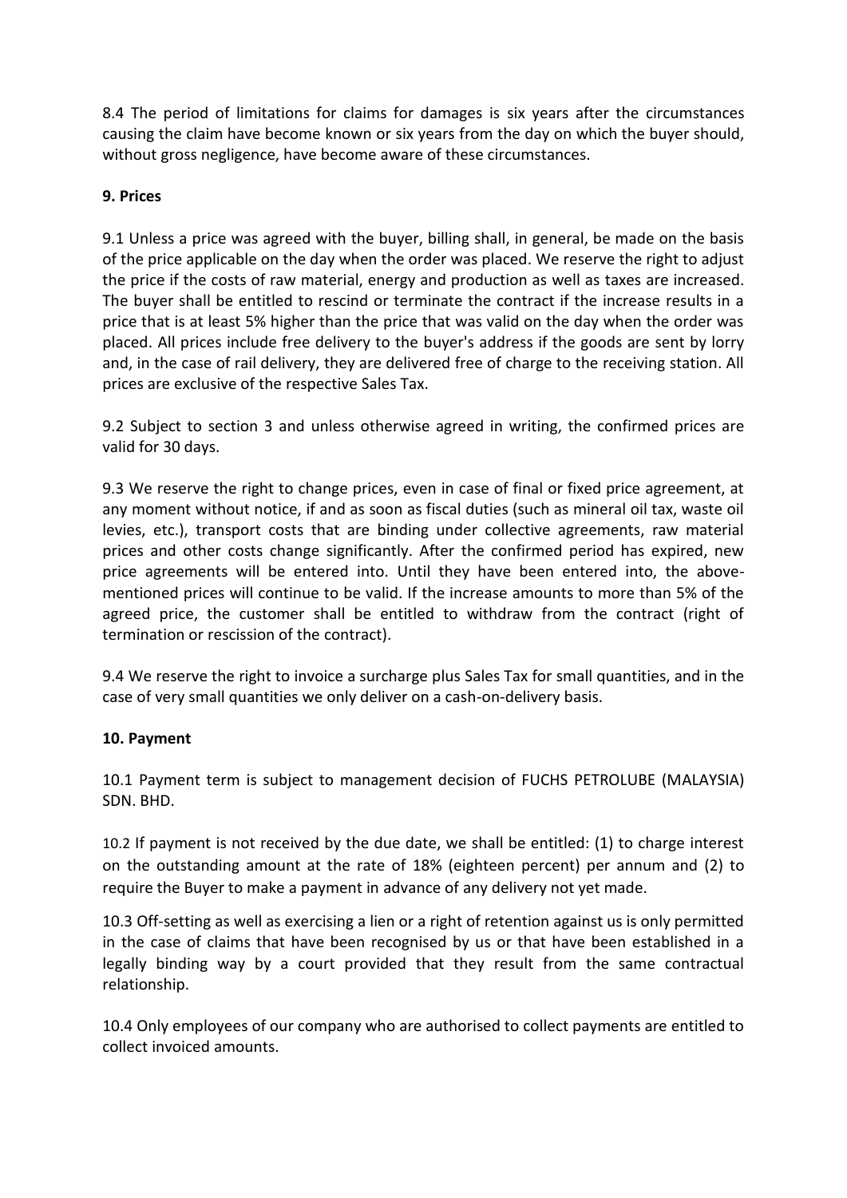8.4 The period of limitations for claims for damages is six years after the circumstances causing the claim have become known or six years from the day on which the buyer should, without gross negligence, have become aware of these circumstances.

## 9. Prices

9.1 Unless a price was agreed with the buyer, billing shall, in general, be made on the basis of the price applicable on the day when the order was placed. We reserve the right to adjust the price if the costs of raw material, energy and production as well as taxes are increased. The buyer shall be entitled to rescind or terminate the contract if the increase results in a price that is at least 5% higher than the price that was valid on the day when the order was placed. All prices include free delivery to the buyer's address if the goods are sent by lorry and, in the case of rail delivery, they are delivered free of charge to the receiving station. All prices are exclusive of the respective Sales Tax.

9.2 Subject to section 3 and unless otherwise agreed in writing, the confirmed prices are valid for 30 days.

9.3 We reserve the right to change prices, even in case of final or fixed price agreement, at any moment without notice, if and as soon as fiscal duties (such as mineral oil tax, waste oil levies, etc.), transport costs that are binding under collective agreements, raw material prices and other costs change significantly. After the confirmed period has expired, new price agreements will be entered into. Until they have been entered into, the above-mentioned prices will continue to be valid. If the increase amounts to more than 5% of the agreed price, the customer shall be entitled to withdraw from the contract (right of termination or rescission of the contract).

9.4 We reserve the right to invoice a surcharge plus Sales Tax for small quantities, and in the case of very small quantities we only deliver on a cash-on-delivery basis.

## 10. Payment

10.1 Payment term is subject to management decision of FUCHS PETROLUBE (MALAYSIA) SDN. BHD.

10.2 If payment is not received by the due date, we shall be entitled: (1) to charge interest on the outstanding amount at the rate of 18% (eighteen percent) per annum and (2) to require the Buyer to make a payment in advance of any delivery not yet made.

10.3 Off-setting as well as exercising a lien or a right of retention against us is only permitted in the case of claims that have been recognised by us or that have been established in a legally binding way by a court provided that they result from the same contractual relationship.

10.4 Only employees of our company who are authorised to collect payments are entitled to collect invoiced amounts.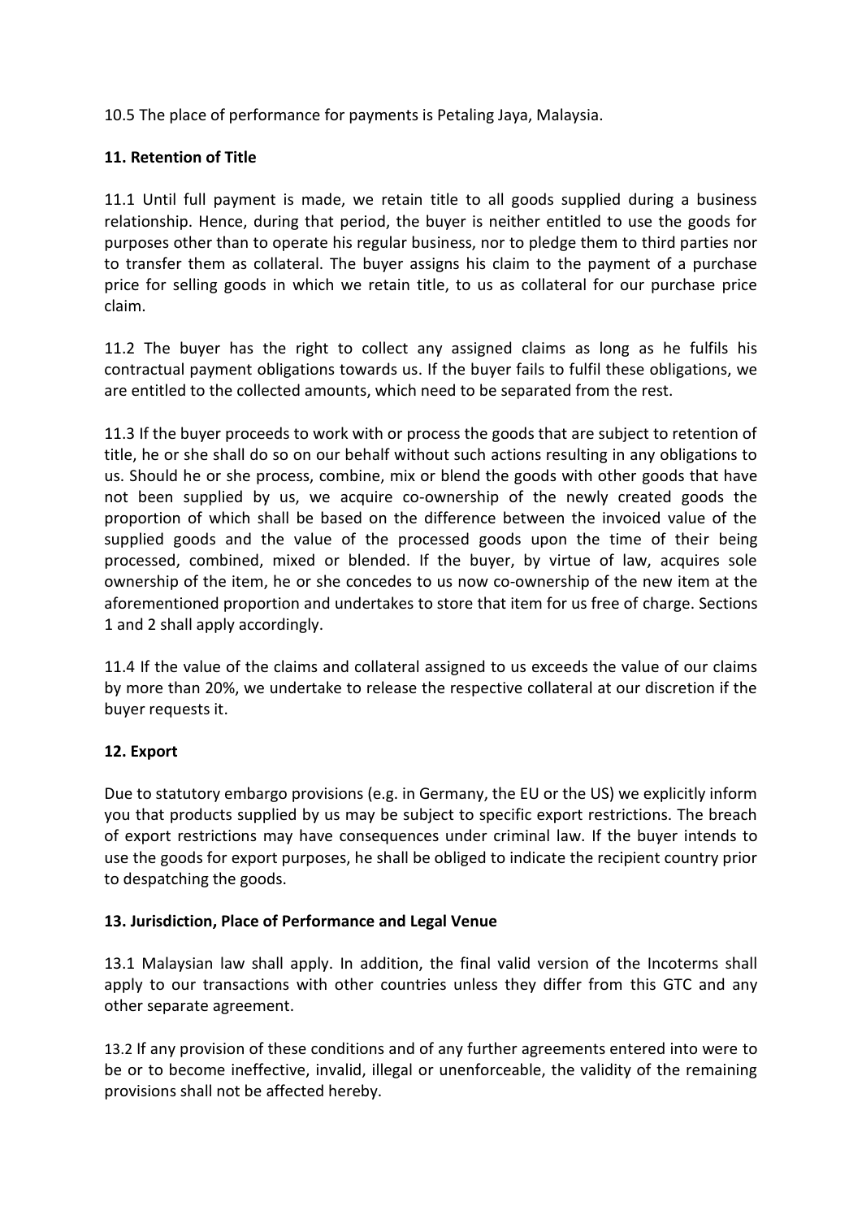10.5 The place of performance for payments is Petaling Jaya, Malaysia.

## 11. Retention of Title

11.1 Until full payment is made, we retain title to all goods supplied during a business relationship. Hence, during that period, the buyer is neither entitled to use the goods for purposes other than to operate his regular business, nor to pledge them to third parties nor to transfer them as collateral. The buyer assigns his claim to the payment of a purchase price for selling goods in which we retain title, to us as collateral for our purchase price claim.

11.2 The buyer has the right to collect any assigned claims as long as he fulfils his contractual payment obligations towards us. If the buyer fails to fulfil these obligations, we are entitled to the collected amounts, which need to be separated from the rest.

11.3 If the buyer proceeds to work with or process the goods that are subject to retention of title, he or she shall do so on our behalf without such actions resulting in any obligations to us. Should he or she process, combine, mix or blend the goods with other goods that have not been supplied by us, we acquire co-ownership of the newly created goods the proportion of which shall be based on the difference between the invoiced value of the supplied goods and the value of the processed goods upon the time of their being processed, combined, mixed or blended. If the buyer, by virtue of law, acquires sole ownership of the item, he or she concedes to us now co-ownership of the new item at the aforementioned proportion and undertakes to store that item for us free of charge. Sections 1 and 2 shall apply accordingly.

11.4 If the value of the claims and collateral assigned to us exceeds the value of our claims by more than 20%, we undertake to release the respective collateral at our discretion if the buyer requests it.

## 12. Export

Due to statutory embargo provisions (e.g. in Germany, the EU or the US) we explicitly inform you that products supplied by us may be subject to specific export restrictions. The breach of export restrictions may have consequences under criminal law. If the buyer intends to use the goods for export purposes, he shall be obliged to indicate the recipient country prior to despatching the goods.

## 13. Jurisdiction, Place of Performance and Legal Venue

13.1 Malaysian law shall apply. In addition, the final valid version of the Incoterms shall apply to our transactions with other countries unless they differ from this GTC and any other separate agreement.

13.2 If any provision of these conditions and of any further agreements entered into were to be or to become ineffective, invalid, illegal or unenforceable, the validity of the remaining provisions shall not be affected hereby.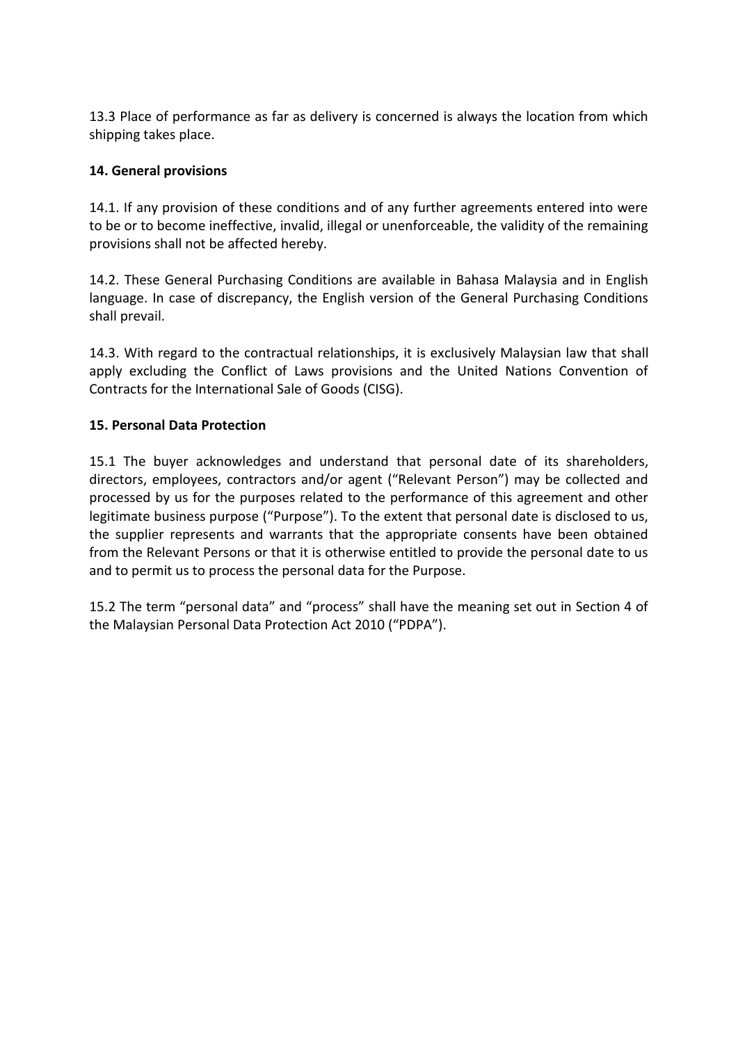13.3 Place of performance as far as delivery is concerned is always the location from which shipping takes place.

## 14. General provisions

14.1. If any provision of these conditions and of any further agreements entered into were to be or to become ineffective, invalid, illegal or unenforceable, the validity of the remaining provisions shall not be affected hereby.

14.2. These General Purchasing Conditions are available in Bahasa Malaysia and in English language. In case of discrepancy, the English version of the General Purchasing Conditions shall prevail.

14.3. With regard to the contractual relationships, it is exclusively Malaysian law that shall apply excluding the Conflict of Laws provisions and the United Nations Convention of Contracts for the International Sale of Goods (CISG).

## 15. Personal Data Protection

15.1 The buyer acknowledges and understand that personal date of its shareholders, directors, employees, contractors and/or agent ("Relevant Person") may be collected and processed by us for the purposes related to the performance of this agreement and other legitimate business purpose ("Purpose"). To the extent that personal date is disclosed to us, the supplier represents and warrants that the appropriate consents have been obtained from the Relevant Persons or that it is otherwise entitled to provide the personal date to us and to permit us to process the personal data for the Purpose.

15.2 The term "personal data" and "process" shall have the meaning set out in Section 4 of the Malaysian Personal Data Protection Act 2010 ("PDPA").